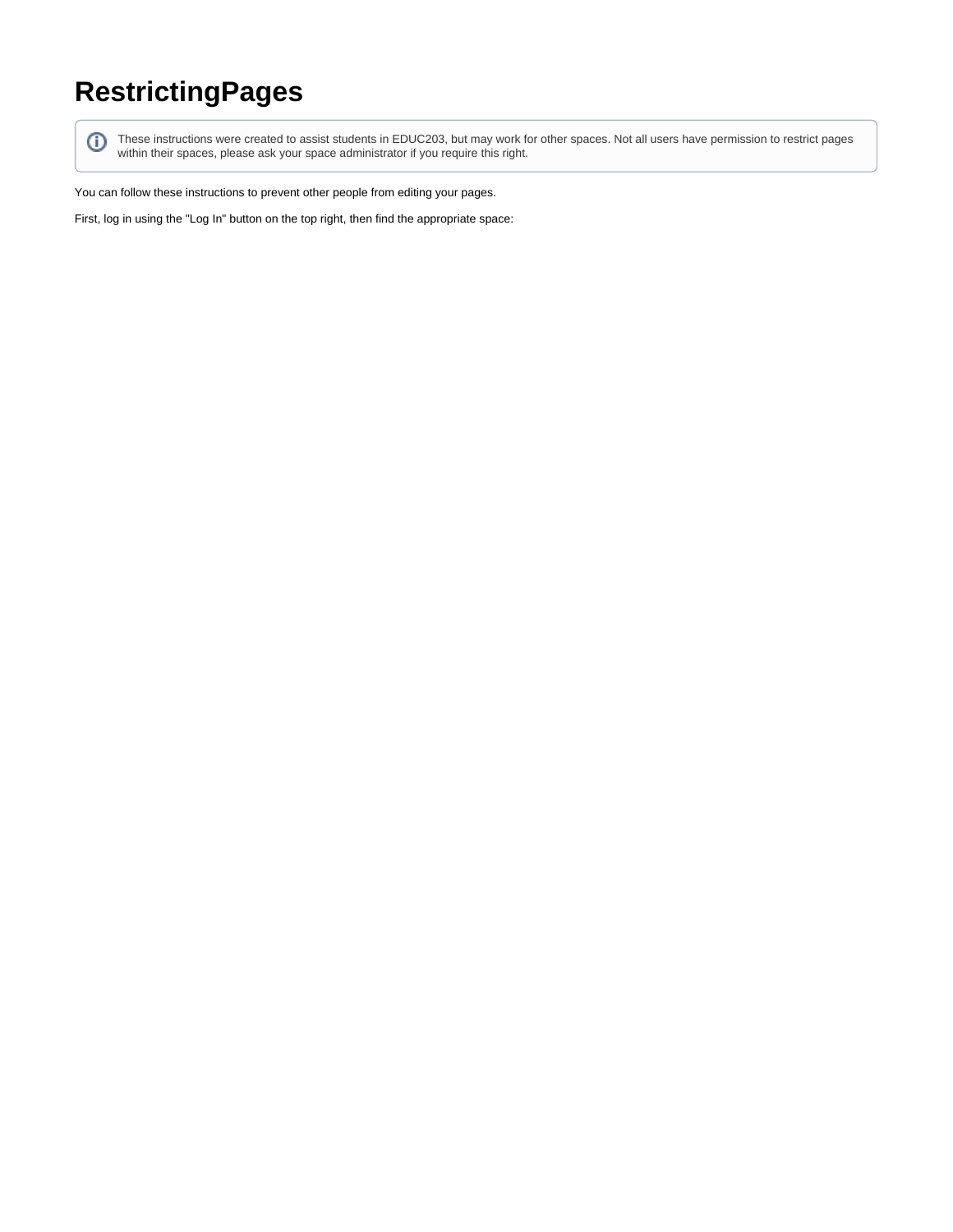# RestrictingPages

> ⓘ These instructions were created to assist students in EDUC203, but may work for other spaces. Not all users have permission to restrict pages within their spaces, please ask your space administrator if you require this right.

You can follow these instructions to prevent other people from editing your pages.

First, log in using the "Log In" button on the top right, then find the appropriate space: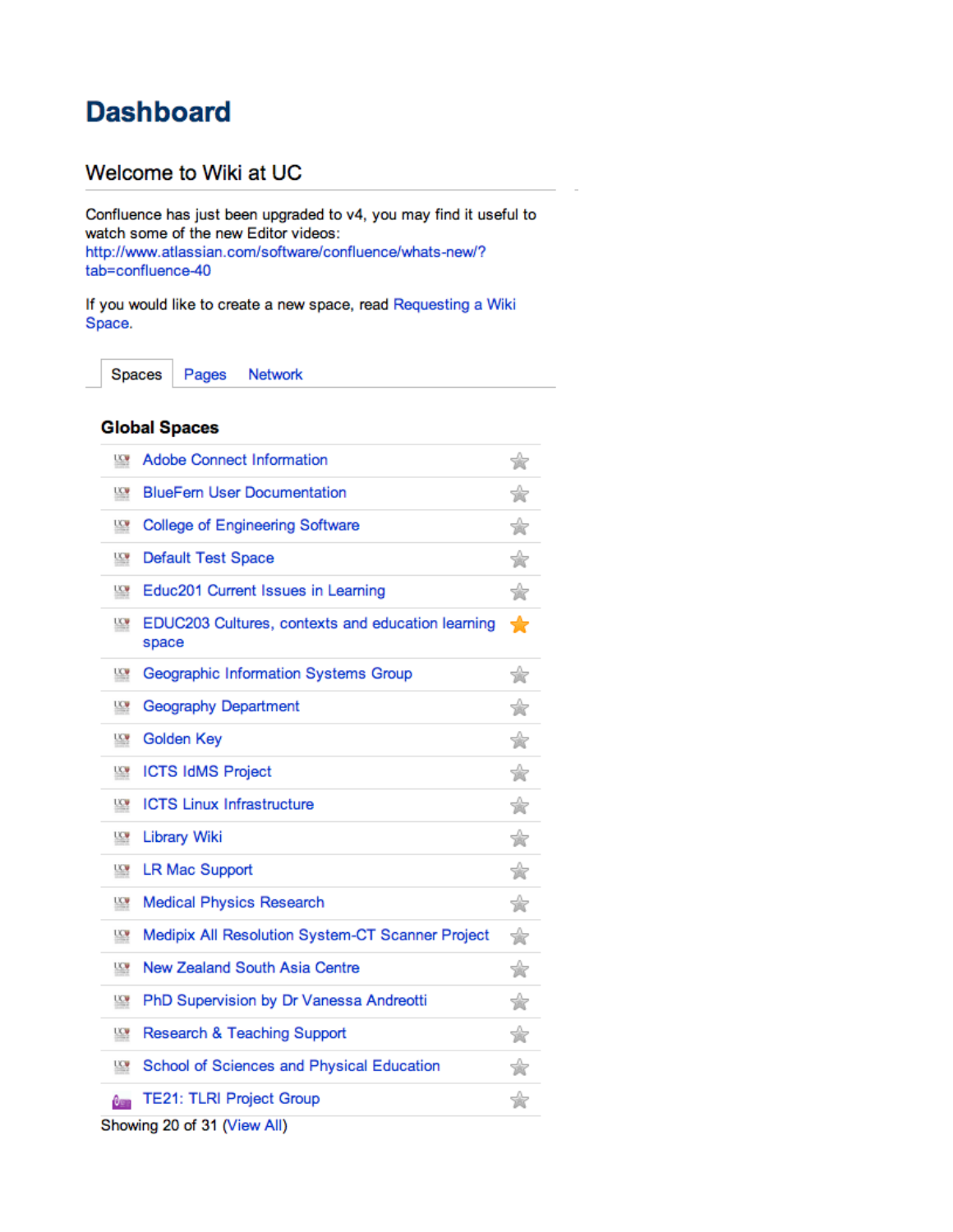# Dashboard

## Welcome to Wiki at UC

Confluence has just been upgraded to v4, you may find it useful to watch some of the new Editor videos: http://www.atlassian.com/software/confluence/whats-new/?tab=confluence-40

If you would like to create a new space, read Requesting a Wiki Space.

Spaces | Pages | Network

### Global Spaces

- Adobe Connect Information
- BlueFern User Documentation
- College of Engineering Software
- Default Test Space
- Educ201 Current Issues in Learning
- EDUC203 Cultures, contexts and education learning space
- Geographic Information Systems Group
- Geography Department
- Golden Key
- ICTS IdMS Project
- ICTS Linux Infrastructure
- Library Wiki
- LR Mac Support
- Medical Physics Research
- Medipix All Resolution System-CT Scanner Project
- New Zealand South Asia Centre
- PhD Supervision by Dr Vanessa Andreotti
- Research & Teaching Support
- School of Sciences and Physical Education
- TE21: TLRI Project Group

Showing 20 of 31 (View All)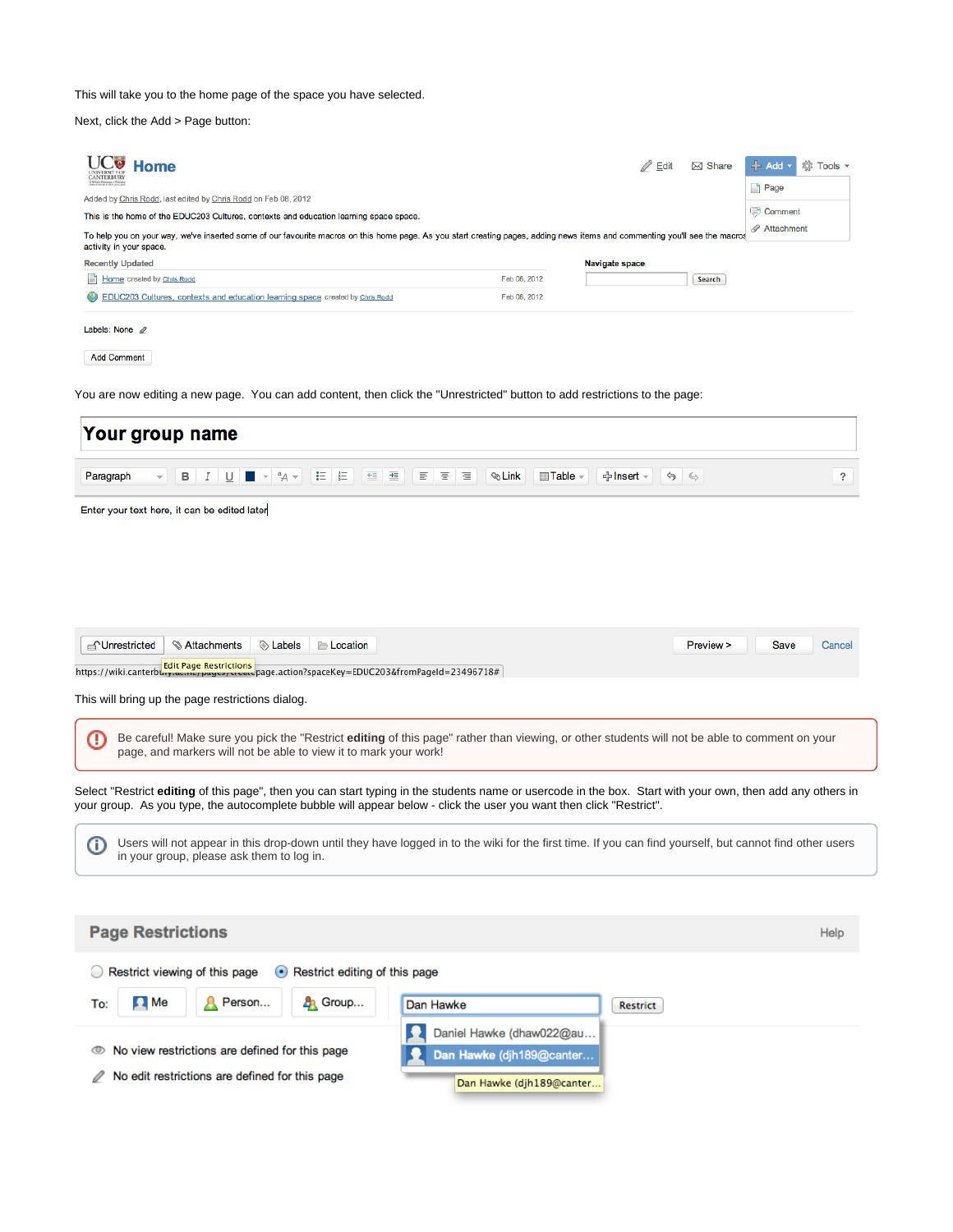This will take you to the home page of the space you have selected.

Next, click the Add > Page button:

You are now editing a new page. You can add content, then click the "Unrestricted" button to add restrictions to the page:

This will bring up the page restrictions dialog.

> Be careful! Make sure you pick the "Restrict **editing** of this page" rather than viewing, or other students will not be able to comment on your page, and markers will not be able to view it to mark your work!

Select "Restrict **editing** of this page", then you can start typing in the students name or usercode in the box. Start with your own, then add any others in your group. As you type, the autocomplete bubble will appear below - click the user you want then click "Restrict".

> Users will not appear in this drop-down until they have logged in to the wiki for the first time. If you can find yourself, but cannot find other users in your group, please ask them to log in.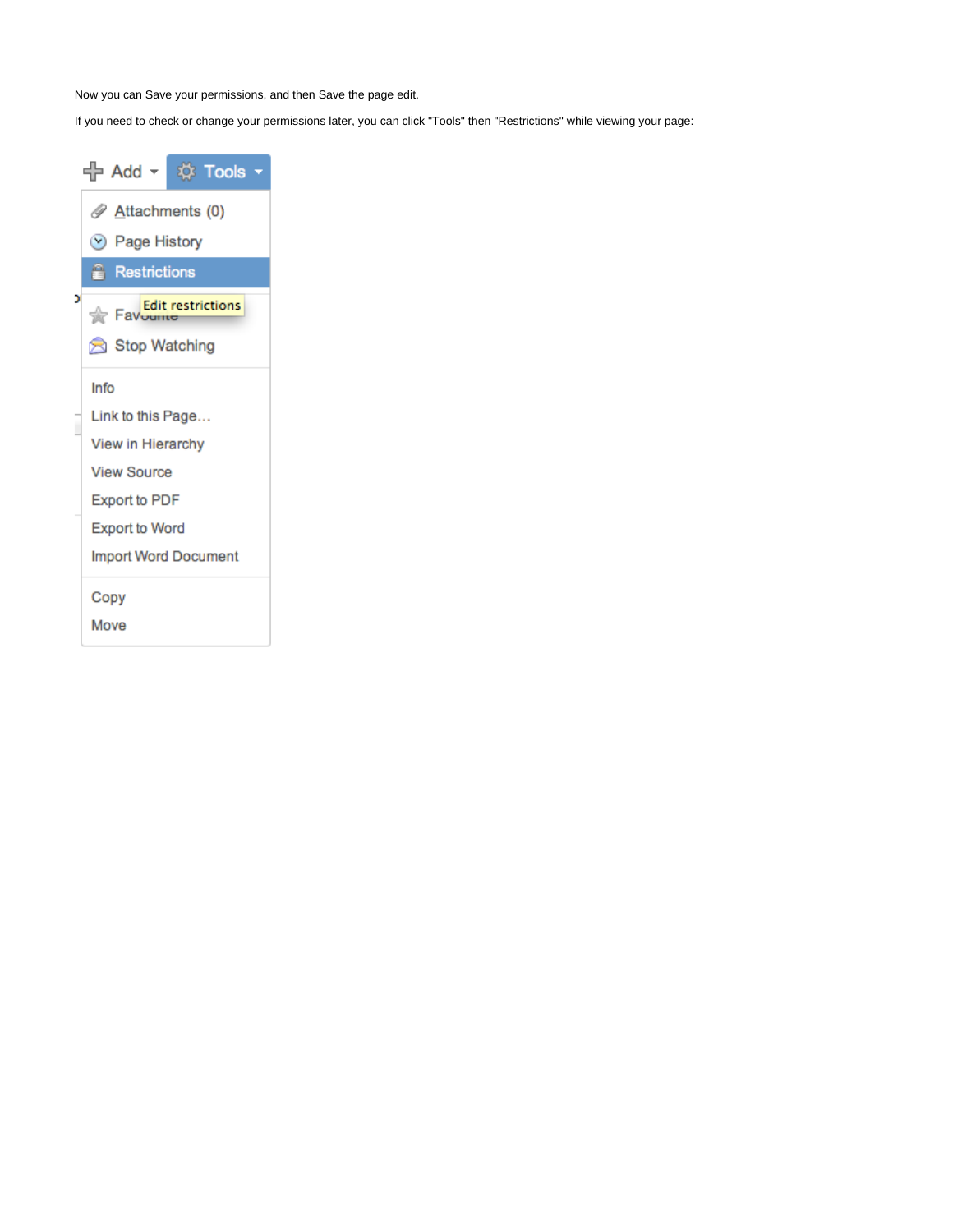Now you can Save your permissions, and then Save the page edit.

If you need to check or change your permissions later, you can click "Tools" then "Restrictions" while viewing your page: